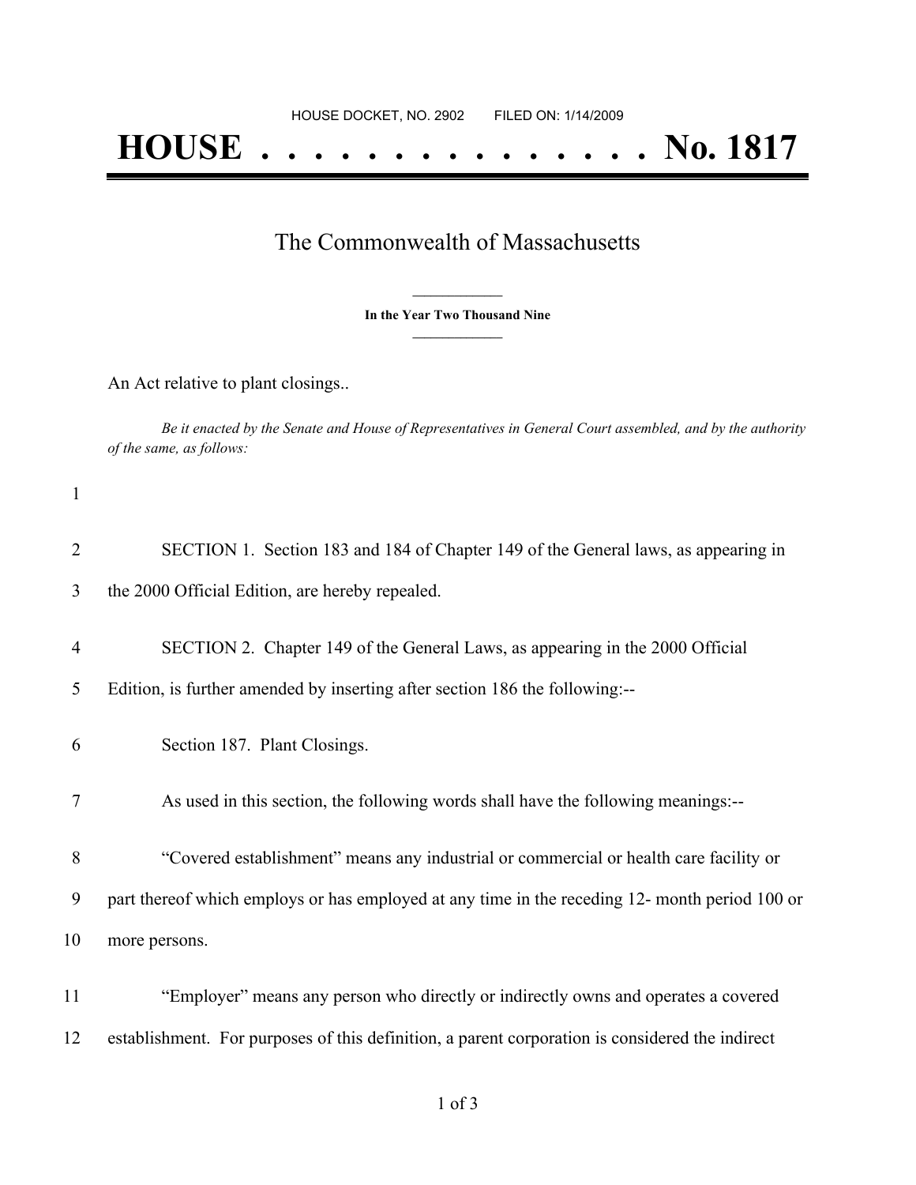HOUSE DOCKET, NO. 2902 FILED ON: 1/14/2009

# HOUSE . . . . . . . . . . . . . . . No. 1817

## The Commonwealth of Massachusetts

**In the Year Two Thousand Nine**

An Act relative to plant closings..

*Be it enacted by the Senate and House of Representatives in General Court assembled, and by the authority of the same, as follows:*

SECTION 1. Section 183 and 184 of Chapter 149 of the General laws, as appearing in the 2000 Official Edition, are hereby repealed.

SECTION 2. Chapter 149 of the General Laws, as appearing in the 2000 Official Edition, is further amended by inserting after section 186 the following:--

Section 187. Plant Closings.

As used in this section, the following words shall have the following meanings:--

"Covered establishment" means any industrial or commercial or health care facility or part thereof which employs or has employed at any time in the receding 12- month period 100 or more persons.

"Employer" means any person who directly or indirectly owns and operates a covered establishment. For purposes of this definition, a parent corporation is considered the indirect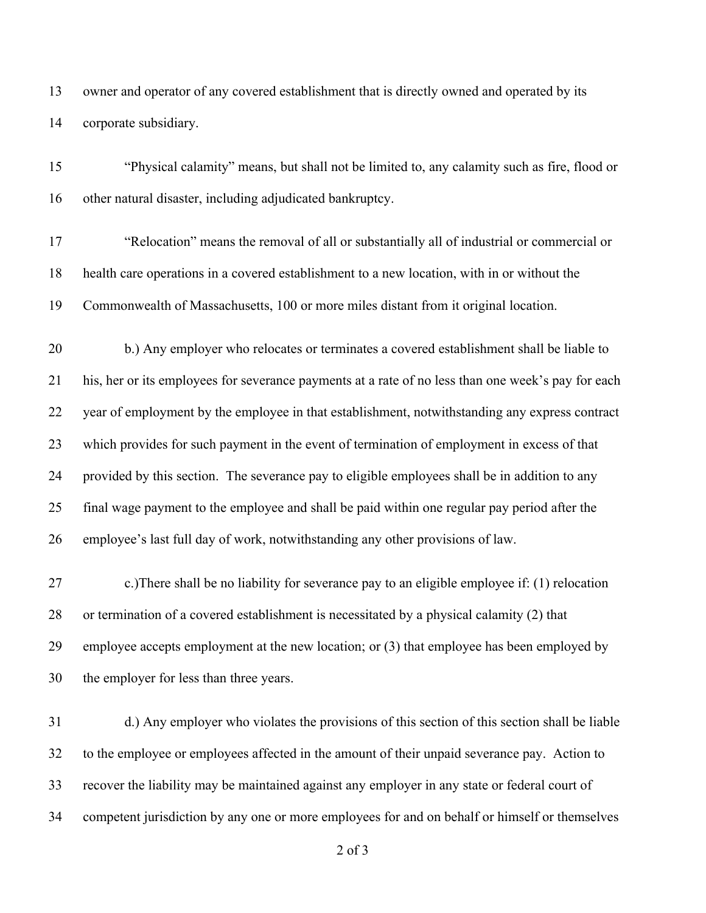owner and operator of any covered establishment that is directly owned and operated by its corporate subsidiary.

"Physical calamity" means, but shall not be limited to, any calamity such as fire, flood or other natural disaster, including adjudicated bankruptcy.

"Relocation" means the removal of all or substantially all of industrial or commercial or health care operations in a covered establishment to a new location, with in or without the Commonwealth of Massachusetts, 100 or more miles distant from it original location.

b.) Any employer who relocates or terminates a covered establishment shall be liable to his, her or its employees for severance payments at a rate of no less than one week's pay for each year of employment by the employee in that establishment, notwithstanding any express contract which provides for such payment in the event of termination of employment in excess of that provided by this section. The severance pay to eligible employees shall be in addition to any final wage payment to the employee and shall be paid within one regular pay period after the employee's last full day of work, notwithstanding any other provisions of law.

c.)There shall be no liability for severance pay to an eligible employee if: (1) relocation or termination of a covered establishment is necessitated by a physical calamity (2) that employee accepts employment at the new location; or (3) that employee has been employed by the employer for less than three years.

d.) Any employer who violates the provisions of this section of this section shall be liable to the employee or employees affected in the amount of their unpaid severance pay. Action to recover the liability may be maintained against any employer in any state or federal court of competent jurisdiction by any one or more employees for and on behalf or himself or themselves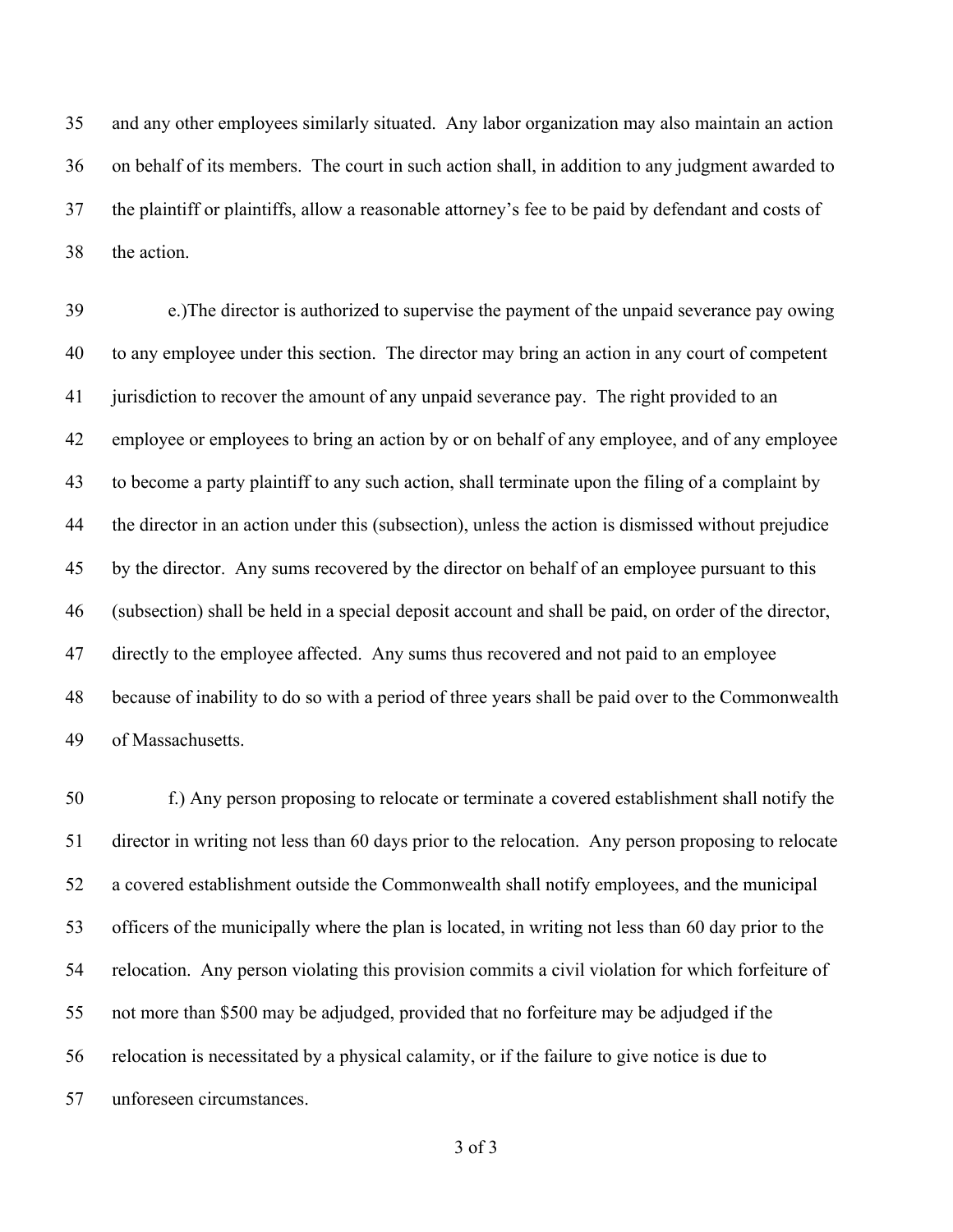and any other employees similarly situated. Any labor organization may also maintain an action on behalf of its members. The court in such action shall, in addition to any judgment awarded to the plaintiff or plaintiffs, allow a reasonable attorney's fee to be paid by defendant and costs of the action.

e.)The director is authorized to supervise the payment of the unpaid severance pay owing to any employee under this section. The director may bring an action in any court of competent jurisdiction to recover the amount of any unpaid severance pay. The right provided to an employee or employees to bring an action by or on behalf of any employee, and of any employee to become a party plaintiff to any such action, shall terminate upon the filing of a complaint by the director in an action under this (subsection), unless the action is dismissed without prejudice by the director. Any sums recovered by the director on behalf of an employee pursuant to this (subsection) shall be held in a special deposit account and shall be paid, on order of the director, directly to the employee affected. Any sums thus recovered and not paid to an employee because of inability to do so with a period of three years shall be paid over to the Commonwealth of Massachusetts.

f.) Any person proposing to relocate or terminate a covered establishment shall notify the director in writing not less than 60 days prior to the relocation. Any person proposing to relocate a covered establishment outside the Commonwealth shall notify employees, and the municipal officers of the municipally where the plan is located, in writing not less than 60 day prior to the relocation. Any person violating this provision commits a civil violation for which forfeiture of not more than $500 may be adjudged, provided that no forfeiture may be adjudged if the relocation is necessitated by a physical calamity, or if the failure to give notice is due to unforeseen circumstances.